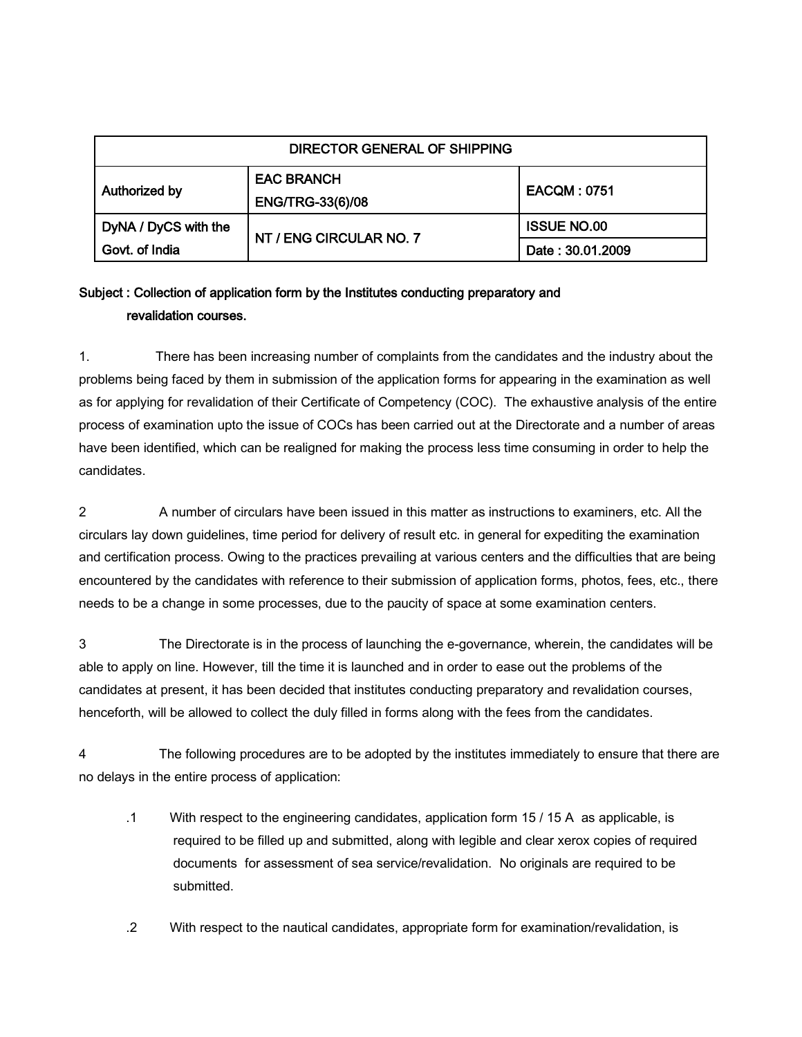| DIRECTOR GENERAL OF SHIPPING | | |
|---|---|---|
| Authorized by | EAC BRANCH<br>ENG/TRG-33(6)/08 | EACQM : 0751 |
| DyNA / DyCS with the Govt. of India | NT / ENG CIRCULAR NO. 7 | ISSUE NO.00 |
| | | Date : 30.01.2009 |

**Subject : Collection of application form by the Institutes conducting preparatory and revalidation courses.**

1. There has been increasing number of complaints from the candidates and the industry about the problems being faced by them in submission of the application forms for appearing in the examination as well as for applying for revalidation of their Certificate of Competency (COC). The exhaustive analysis of the entire process of examination upto the issue of COCs has been carried out at the Directorate and a number of areas have been identified, which can be realigned for making the process less time consuming in order to help the candidates.

2 A number of circulars have been issued in this matter as instructions to examiners, etc. All the circulars lay down guidelines, time period for delivery of result etc. in general for expediting the examination and certification process. Owing to the practices prevailing at various centers and the difficulties that are being encountered by the candidates with reference to their submission of application forms, photos, fees, etc., there needs to be a change in some processes, due to the paucity of space at some examination centers.

3 The Directorate is in the process of launching the e-governance, wherein, the candidates will be able to apply on line. However, till the time it is launched and in order to ease out the problems of the candidates at present, it has been decided that institutes conducting preparatory and revalidation courses, henceforth, will be allowed to collect the duly filled in forms along with the fees from the candidates.

4 The following procedures are to be adopted by the institutes immediately to ensure that there are no delays in the entire process of application:

.1 With respect to the engineering candidates, application form 15 / 15 A as applicable, is required to be filled up and submitted, along with legible and clear xerox copies of required documents for assessment of sea service/revalidation. No originals are required to be submitted.

.2 With respect to the nautical candidates, appropriate form for examination/revalidation, is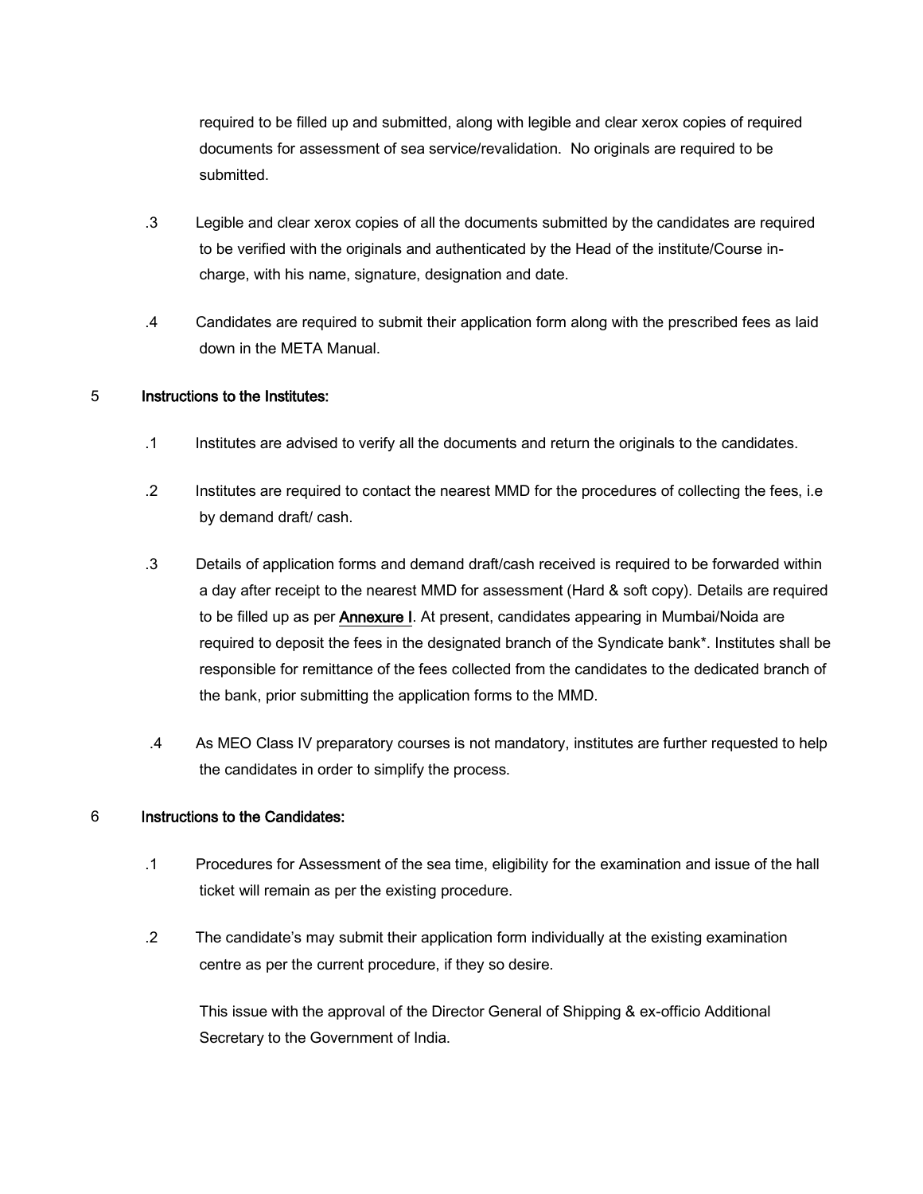required to be filled up and submitted, along with legible and clear xerox copies of required documents for assessment of sea service/revalidation. No originals are required to be submitted.

.3 Legible and clear xerox copies of all the documents submitted by the candidates are required to be verified with the originals and authenticated by the Head of the institute/Course in-charge, with his name, signature, designation and date.

.4 Candidates are required to submit their application form along with the prescribed fees as laid down in the META Manual.

5 **Instructions to the Institutes:**

.1 Institutes are advised to verify all the documents and return the originals to the candidates.

.2 Institutes are required to contact the nearest MMD for the procedures of collecting the fees, i.e by demand draft/ cash.

.3 Details of application forms and demand draft/cash received is required to be forwarded within a day after receipt to the nearest MMD for assessment (Hard & soft copy). Details are required to be filled up as per **Annexure I**. At present, candidates appearing in Mumbai/Noida are required to deposit the fees in the designated branch of the Syndicate bank*. Institutes shall be responsible for remittance of the fees collected from the candidates to the dedicated branch of the bank, prior submitting the application forms to the MMD.

.4 As MEO Class IV preparatory courses is not mandatory, institutes are further requested to help the candidates in order to simplify the process.

6 **Instructions to the Candidates:**

.1 Procedures for Assessment of the sea time, eligibility for the examination and issue of the hall ticket will remain as per the existing procedure.

.2 The candidate's may submit their application form individually at the existing examination centre as per the current procedure, if they so desire.

This issue with the approval of the Director General of Shipping & ex-officio Additional Secretary to the Government of India.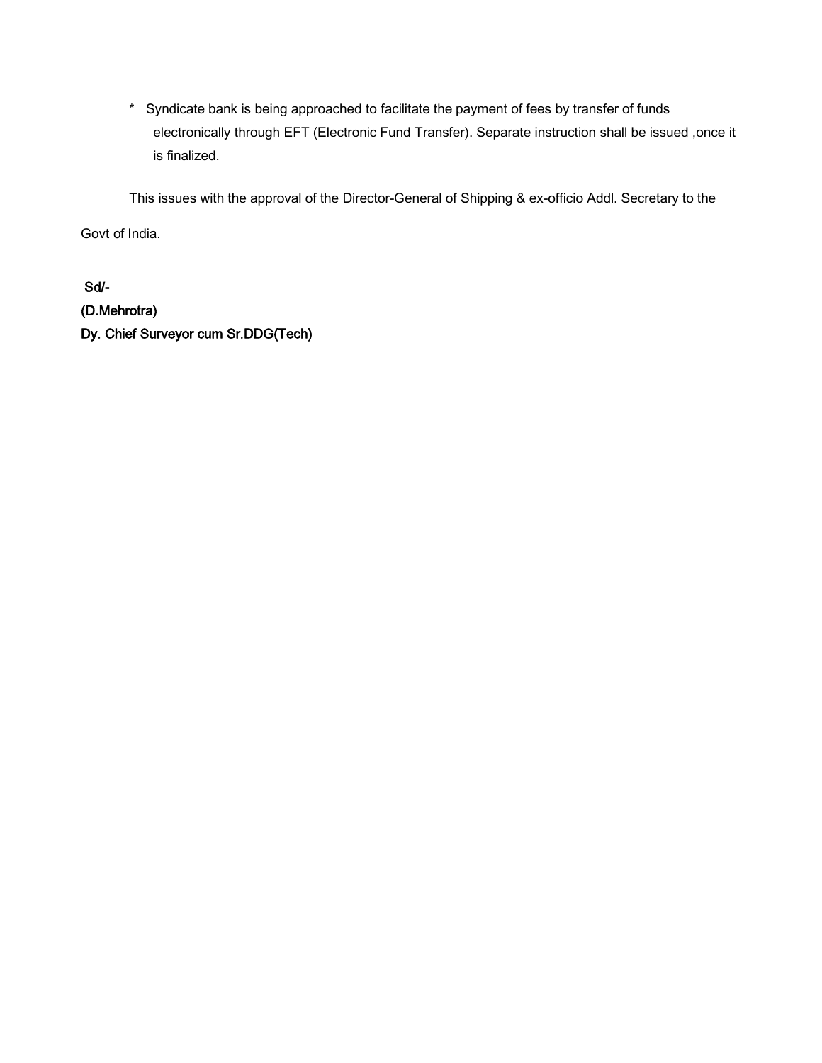* Syndicate bank is being approached to facilitate the payment of fees by transfer of funds electronically through EFT (Electronic Fund Transfer). Separate instruction shall be issued ,once it is finalized.

This issues with the approval of the Director-General of Shipping & ex-officio Addl. Secretary to the Govt of India.

Sd/-
(D.Mehrotra)
Dy. Chief Surveyor cum Sr.DDG(Tech)